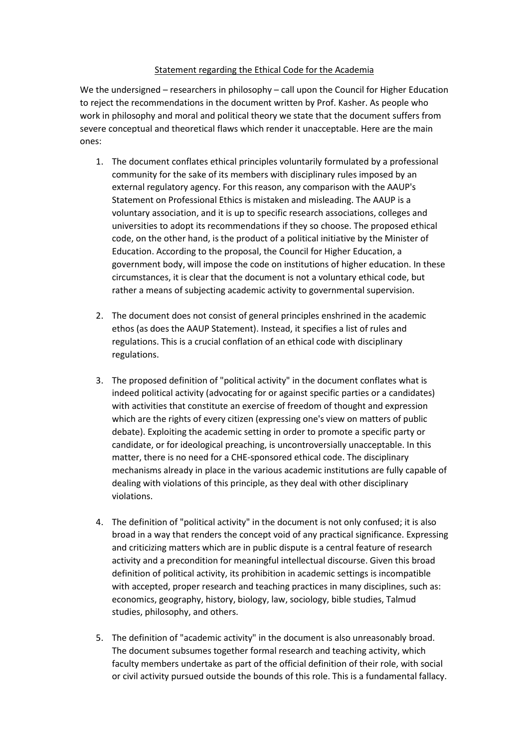Statement regarding the Ethical Code for the Academia

We the undersigned – researchers in philosophy – call upon the Council for Higher Education to reject the recommendations in the document written by Prof. Kasher. As people who work in philosophy and moral and political theory we state that the document suffers from severe conceptual and theoretical flaws which render it unacceptable. Here are the main ones:

1. The document conflates ethical principles voluntarily formulated by a professional community for the sake of its members with disciplinary rules imposed by an external regulatory agency. For this reason, any comparison with the AAUP's Statement on Professional Ethics is mistaken and misleading. The AAUP is a voluntary association, and it is up to specific research associations, colleges and universities to adopt its recommendations if they so choose. The proposed ethical code, on the other hand, is the product of a political initiative by the Minister of Education. According to the proposal, the Council for Higher Education, a government body, will impose the code on institutions of higher education. In these circumstances, it is clear that the document is not a voluntary ethical code, but rather a means of subjecting academic activity to governmental supervision.

2. The document does not consist of general principles enshrined in the academic ethos (as does the AAUP Statement). Instead, it specifies a list of rules and regulations. This is a crucial conflation of an ethical code with disciplinary regulations.

3. The proposed definition of "political activity" in the document conflates what is indeed political activity (advocating for or against specific parties or a candidates) with activities that constitute an exercise of freedom of thought and expression which are the rights of every citizen (expressing one's view on matters of public debate). Exploiting the academic setting in order to promote a specific party or candidate, or for ideological preaching, is uncontroversially unacceptable. In this matter, there is no need for a CHE-sponsored ethical code. The disciplinary mechanisms already in place in the various academic institutions are fully capable of dealing with violations of this principle, as they deal with other disciplinary violations.

4. The definition of "political activity" in the document is not only confused; it is also broad in a way that renders the concept void of any practical significance. Expressing and criticizing matters which are in public dispute is a central feature of research activity and a precondition for meaningful intellectual discourse. Given this broad definition of political activity, its prohibition in academic settings is incompatible with accepted, proper research and teaching practices in many disciplines, such as: economics, geography, history, biology, law, sociology, bible studies, Talmud studies, philosophy, and others.

5. The definition of "academic activity" in the document is also unreasonably broad. The document subsumes together formal research and teaching activity, which faculty members undertake as part of the official definition of their role, with social or civil activity pursued outside the bounds of this role. This is a fundamental fallacy.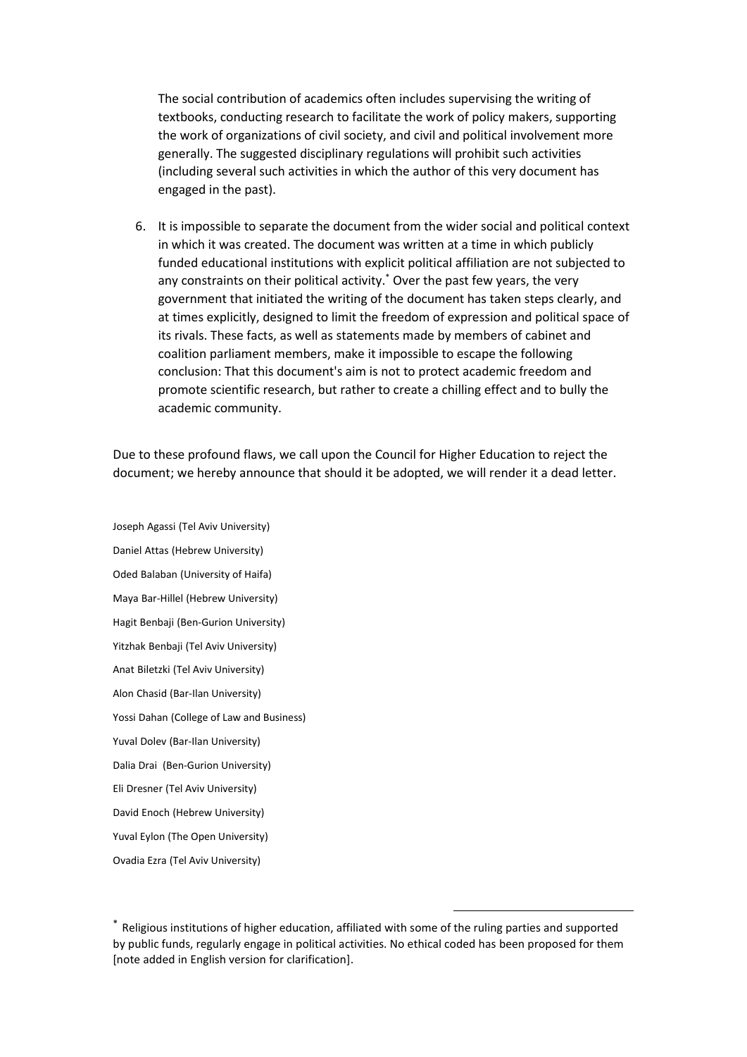The social contribution of academics often includes supervising the writing of textbooks, conducting research to facilitate the work of policy makers, supporting the work of organizations of civil society, and civil and political involvement more generally. The suggested disciplinary regulations will prohibit such activities (including several such activities in which the author of this very document has engaged in the past).

6. It is impossible to separate the document from the wider social and political context in which it was created. The document was written at a time in which publicly funded educational institutions with explicit political affiliation are not subjected to any constraints on their political activity.* Over the past few years, the very government that initiated the writing of the document has taken steps clearly, and at times explicitly, designed to limit the freedom of expression and political space of its rivals. These facts, as well as statements made by members of cabinet and coalition parliament members, make it impossible to escape the following conclusion: That this document's aim is not to protect academic freedom and promote scientific research, but rather to create a chilling effect and to bully the academic community.

Due to these profound flaws, we call upon the Council for Higher Education to reject the document; we hereby announce that should it be adopted, we will render it a dead letter.

Joseph Agassi (Tel Aviv University)

Daniel Attas (Hebrew University)

Oded Balaban (University of Haifa)

Maya Bar-Hillel (Hebrew University)

Hagit Benbaji (Ben-Gurion University)

Yitzhak Benbaji (Tel Aviv University)

Anat Biletzki (Tel Aviv University)

Alon Chasid (Bar-Ilan University)

Yossi Dahan (College of Law and Business)

Yuval Dolev (Bar-Ilan University)

Dalia Drai (Ben-Gurion University)

Eli Dresner (Tel Aviv University)

David Enoch (Hebrew University)

Yuval Eylon (The Open University)

Ovadia Ezra (Tel Aviv University)

---

* Religious institutions of higher education, affiliated with some of the ruling parties and supported by public funds, regularly engage in political activities. No ethical coded has been proposed for them [note added in English version for clarification].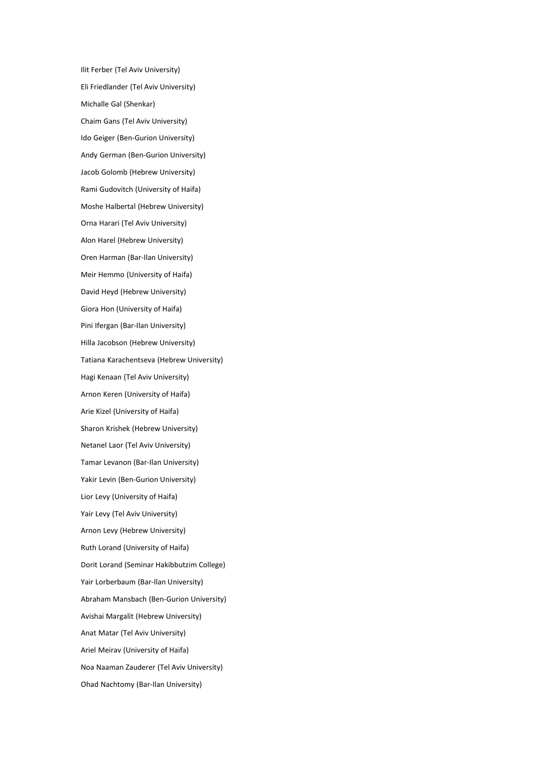Ilit Ferber (Tel Aviv University)

Eli Friedlander (Tel Aviv University)

Michalle Gal (Shenkar)

Chaim Gans (Tel Aviv University)

Ido Geiger (Ben-Gurion University)

Andy German (Ben-Gurion University)

Jacob Golomb (Hebrew University)

Rami Gudovitch (University of Haifa)

Moshe Halbertal (Hebrew University)

Orna Harari (Tel Aviv University)

Alon Harel (Hebrew University)

Oren Harman (Bar-Ilan University)

Meir Hemmo (University of Haifa)

David Heyd (Hebrew University)

Giora Hon (University of Haifa)

Pini Ifergan (Bar-Ilan University)

Hilla Jacobson (Hebrew University)

Tatiana Karachentseva (Hebrew University)

Hagi Kenaan (Tel Aviv University)

Arnon Keren (University of Haifa)

Arie Kizel (University of Haifa)

Sharon Krishek (Hebrew University)

Netanel Laor (Tel Aviv University)

Tamar Levanon (Bar-Ilan University)

Yakir Levin (Ben-Gurion University)

Lior Levy (University of Haifa)

Yair Levy (Tel Aviv University)

Arnon Levy (Hebrew University)

Ruth Lorand (University of Haifa)

Dorit Lorand (Seminar Hakibbutzim College)

Yair Lorberbaum (Bar-Ilan University)

Abraham Mansbach (Ben-Gurion University)

Avishai Margalit (Hebrew University)

Anat Matar (Tel Aviv University)

Ariel Meirav (University of Haifa)

Noa Naaman Zauderer (Tel Aviv University)

Ohad Nachtomy (Bar-Ilan University)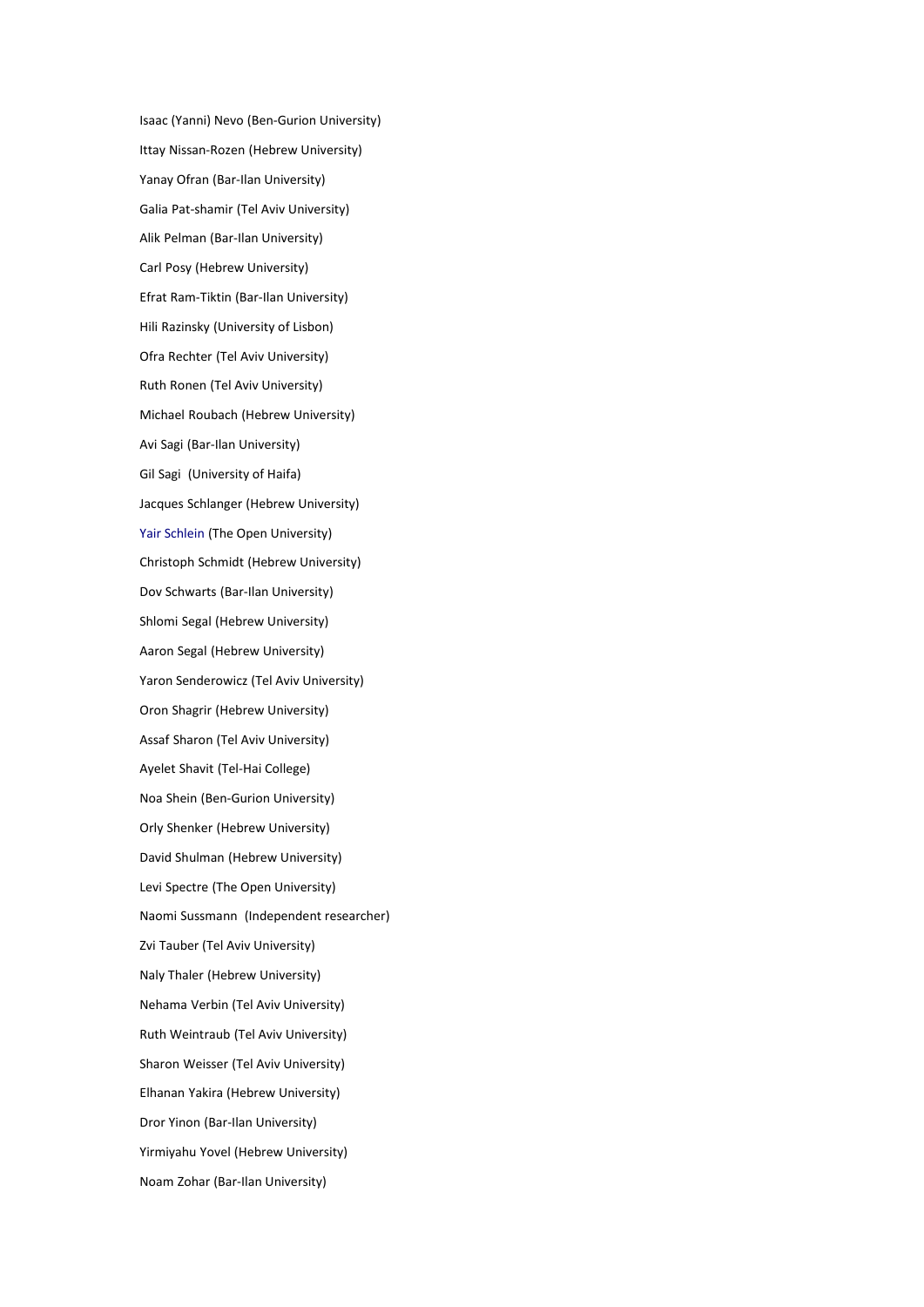Isaac (Yanni) Nevo (Ben-Gurion University)

Ittay Nissan-Rozen (Hebrew University)

Yanay Ofran (Bar-Ilan University)

Galia Pat-shamir (Tel Aviv University)

Alik Pelman (Bar-Ilan University)

Carl Posy (Hebrew University)

Efrat Ram-Tiktin (Bar-Ilan University)

Hili Razinsky (University of Lisbon)

Ofra Rechter (Tel Aviv University)

Ruth Ronen (Tel Aviv University)

Michael Roubach (Hebrew University)

Avi Sagi (Bar-Ilan University)

Gil Sagi (University of Haifa)

Jacques Schlanger (Hebrew University)

Yair Schlein (The Open University)

Christoph Schmidt (Hebrew University)

Dov Schwarts (Bar-Ilan University)

Shlomi Segal (Hebrew University)

Aaron Segal (Hebrew University)

Yaron Senderowicz (Tel Aviv University)

Oron Shagrir (Hebrew University)

Assaf Sharon (Tel Aviv University)

Ayelet Shavit (Tel-Hai College)

Noa Shein (Ben-Gurion University)

Orly Shenker (Hebrew University)

David Shulman (Hebrew University)

Levi Spectre (The Open University)

Naomi Sussmann (Independent researcher)

Zvi Tauber (Tel Aviv University)

Naly Thaler (Hebrew University)

Nehama Verbin (Tel Aviv University)

Ruth Weintraub (Tel Aviv University)

Sharon Weisser (Tel Aviv University)

Elhanan Yakira (Hebrew University)

Dror Yinon (Bar-Ilan University)

Yirmiyahu Yovel (Hebrew University)

Noam Zohar (Bar-Ilan University)